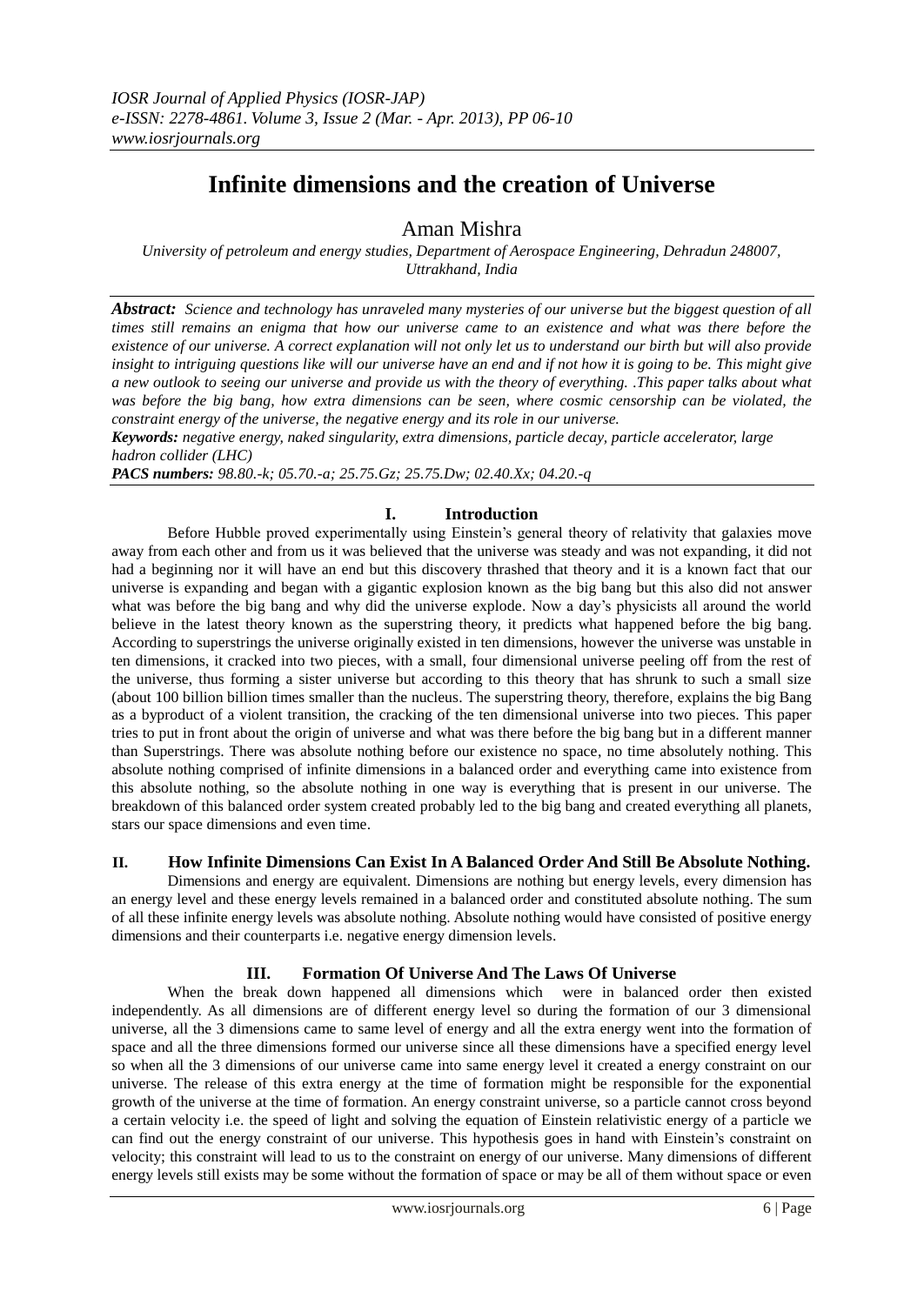# Infinite dimensions and the creation of Universe

Aman Mishra

*University of petroleum and energy studies, Department of Aerospace Engineering, Dehradun 248007, Uttrakhand, India*

***Abstract:*** *Science and technology has unraveled many mysteries of our universe but the biggest question of all times still remains an enigma that how our universe came to an existence and what was there before the existence of our universe. A correct explanation will not only let us to understand our birth but will also provide insight to intriguing questions like will our universe have an end and if not how it is going to be. This might give a new outlook to seeing our universe and provide us with the theory of everything. .This paper talks about what was before the big bang, how extra dimensions can be seen, where cosmic censorship can be violated, the constraint energy of the universe, the negative energy and its role in our universe.*

***Keywords:*** *negative energy, naked singularity, extra dimensions, particle decay, particle accelerator, large hadron collider (LHC)*

***PACS numbers:*** *98.80.-k; 05.70.-a; 25.75.Gz; 25.75.Dw; 02.40.Xx; 04.20.-q*

## I. Introduction

Before Hubble proved experimentally using Einstein's general theory of relativity that galaxies move away from each other and from us it was believed that the universe was steady and was not expanding, it did not had a beginning nor it will have an end but this discovery thrashed that theory and it is a known fact that our universe is expanding and began with a gigantic explosion known as the big bang but this also did not answer what was before the big bang and why did the universe explode. Now a day's physicists all around the world believe in the latest theory known as the superstring theory, it predicts what happened before the big bang. According to superstrings the universe originally existed in ten dimensions, however the universe was unstable in ten dimensions, it cracked into two pieces, with a small, four dimensional universe peeling off from the rest of the universe, thus forming a sister universe but according to this theory that has shrunk to such a small size (about 100 billion billion times smaller than the nucleus. The superstring theory, therefore, explains the big Bang as a byproduct of a violent transition, the cracking of the ten dimensional universe into two pieces. This paper tries to put in front about the origin of universe and what was there before the big bang but in a different manner than Superstrings. There was absolute nothing before our existence no space, no time absolutely nothing. This absolute nothing comprised of infinite dimensions in a balanced order and everything came into existence from this absolute nothing, so the absolute nothing in one way is everything that is present in our universe. The breakdown of this balanced order system created probably led to the big bang and created everything all planets, stars our space dimensions and even time.

## II. How Infinite Dimensions Can Exist In A Balanced Order And Still Be Absolute Nothing.

Dimensions and energy are equivalent. Dimensions are nothing but energy levels, every dimension has an energy level and these energy levels remained in a balanced order and constituted absolute nothing. The sum of all these infinite energy levels was absolute nothing. Absolute nothing would have consisted of positive energy dimensions and their counterparts i.e. negative energy dimension levels.

## III. Formation Of Universe And The Laws Of Universe

When the break down happened all dimensions which were in balanced order then existed independently. As all dimensions are of different energy level so during the formation of our 3 dimensional universe, all the 3 dimensions came to same level of energy and all the extra energy went into the formation of space and all the three dimensions formed our universe since all these dimensions have a specified energy level so when all the 3 dimensions of our universe came into same energy level it created a energy constraint on our universe. The release of this extra energy at the time of formation might be responsible for the exponential growth of the universe at the time of formation. An energy constraint universe, so a particle cannot cross beyond a certain velocity i.e. the speed of light and solving the equation of Einstein relativistic energy of a particle we can find out the energy constraint of our universe. This hypothesis goes in hand with Einstein's constraint on velocity; this constraint will lead to us to the constraint on energy of our universe. Many dimensions of different energy levels still exists may be some without the formation of space or may be all of them without space or even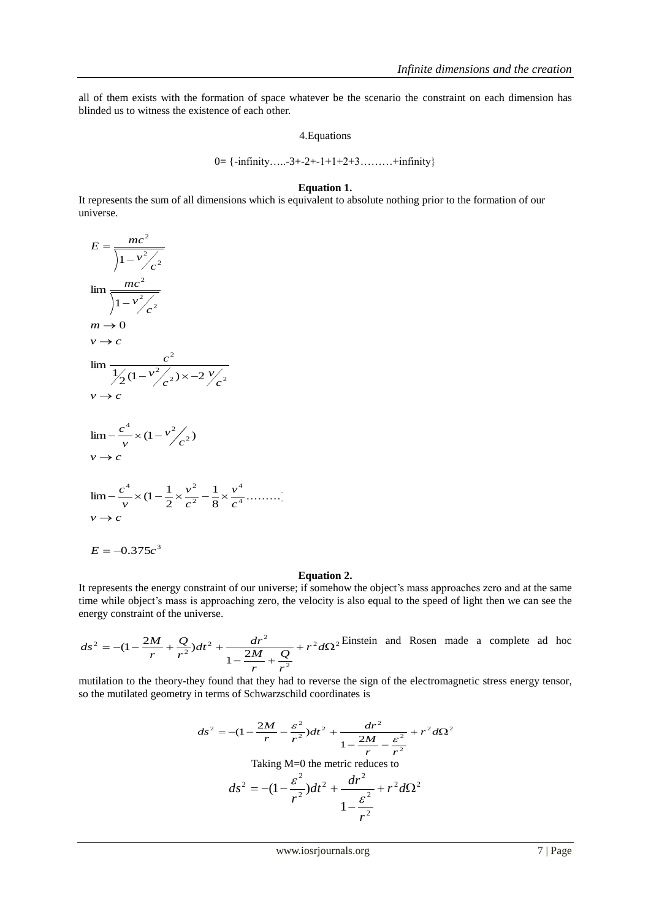all of them exists with the formation of space whatever be the scenario the constraint on each dimension has blinded us to witness the existence of each other.

## 4.Equations

0= {-infinity…..-3+-2+-1+1+2+3………+infinity}

**Equation 1.**

It represents the sum of all dimensions which is equivalent to absolute nothing prior to the formation of our universe.

$$E = \frac{mc^2}{\sqrt{1 - v^2/c^2}}$$

$$\lim \frac{mc^2}{\sqrt{1 - v^2/c^2}}$$

$$m \to 0$$

$$v \to c$$

$$\lim \frac{c^2}{\frac{1}{2}(1 - v^2/c^2) \times -2\, v/c^2}$$

$$v \to c$$

$$\lim -\frac{c^4}{v} \times (1 - v^2/c^2)$$

$$v \to c$$

$$\lim -\frac{c^4}{v} \times (1 - \frac{1}{2} \times \frac{v^2}{c^2} - \frac{1}{8} \times \frac{v^4}{c^4} \ldots\ldots\ldots$$

$$v \to c$$

$$E = -0.375c^3$$

**Equation 2.**

It represents the energy constraint of our universe; if somehow the object's mass approaches zero and at the same time while object's mass is approaching zero, the velocity is also equal to the speed of light then we can see the energy constraint of the universe.

$$ds^2 = -(1 - \frac{2M}{r} + \frac{Q}{r^2})dt^2 + \frac{dr^2}{1 - \frac{2M}{r} + \frac{Q}{r^2}} + r^2 d\Omega^2$$

Einstein and Rosen made a complete ad hoc mutilation to the theory-they found that they had to reverse the sign of the electromagnetic stress energy tensor, so the mutilated geometry in terms of Schwarzschild coordinates is

$$ds^2 = -(1 - \frac{2M}{r} - \frac{\varepsilon^2}{r^2})dt^2 + \frac{dr^2}{1 - \frac{2M}{r} - \frac{\varepsilon^2}{r^2}} + r^2 d\Omega^2$$

Taking M=0 the metric reduces to

$$ds^2 = -(1 - \frac{\varepsilon^2}{r^2})dt^2 + \frac{dr^2}{1 - \frac{\varepsilon^2}{r^2}} + r^2 d\Omega^2$$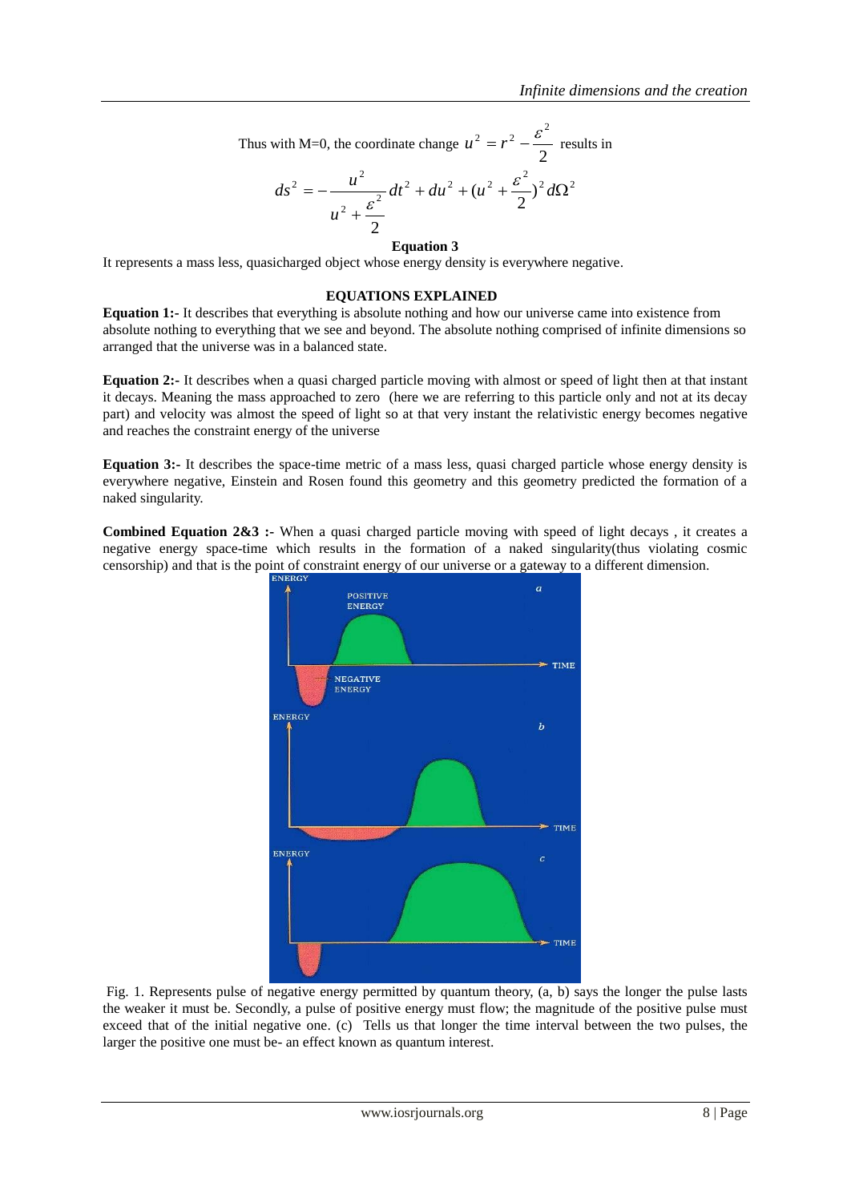Thus with M=0, the coordinate change $u^2 = r^2 - \frac{\varepsilon^2}{2}$ results in

$$ds^2 = -\frac{u^2}{u^2 + \frac{\varepsilon^2}{2}} dt^2 + du^2 + (u^2 + \frac{\varepsilon^2}{2})^2 d\Omega^2$$

**Equation 3**

It represents a mass less, quasicharged object whose energy density is everywhere negative.

## EQUATIONS EXPLAINED

**Equation 1:-** It describes that everything is absolute nothing and how our universe came into existence from absolute nothing to everything that we see and beyond. The absolute nothing comprised of infinite dimensions so arranged that the universe was in a balanced state.

**Equation 2:-** It describes when a quasi charged particle moving with almost or speed of light then at that instant it decays. Meaning the mass approached to zero (here we are referring to this particle only and not at its decay part) and velocity was almost the speed of light so at that very instant the relativistic energy becomes negative and reaches the constraint energy of the universe

**Equation 3:-** It describes the space-time metric of a mass less, quasi charged particle whose energy density is everywhere negative, Einstein and Rosen found this geometry and this geometry predicted the formation of a naked singularity.

**Combined Equation 2&3 :-** When a quasi charged particle moving with speed of light decays , it creates a negative energy space-time which results in the formation of a naked singularity(thus violating cosmic censorship) and that is the point of constraint energy of our universe or a gateway to a different dimension.

Fig. 1. Represents pulse of negative energy permitted by quantum theory, (a, b) says the longer the pulse lasts the weaker it must be. Secondly, a pulse of positive energy must flow; the magnitude of the positive pulse must exceed that of the initial negative one. (c) Tells us that longer the time interval between the two pulses, the larger the positive one must be- an effect known as quantum interest.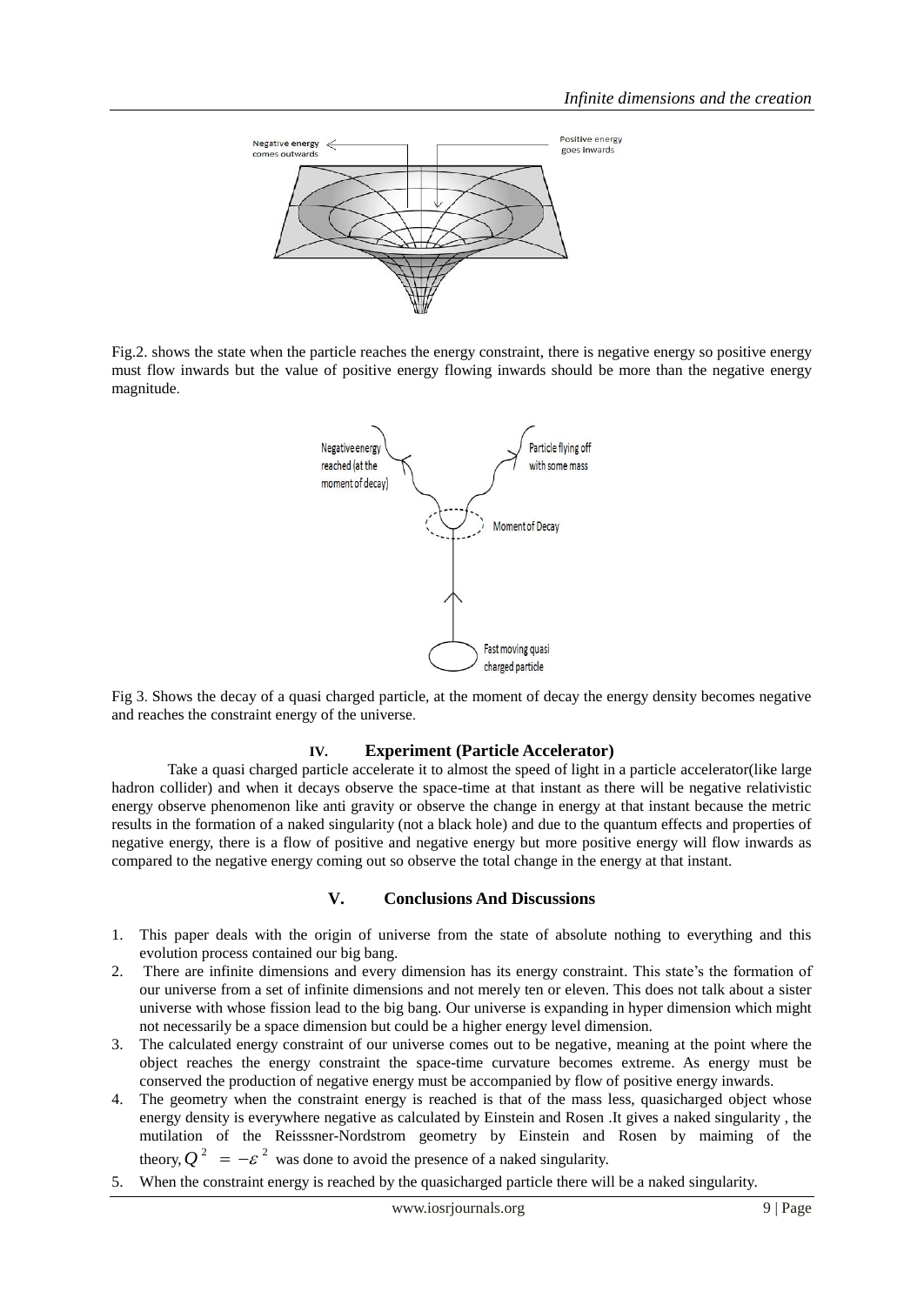Fig.2. shows the state when the particle reaches the energy constraint, there is negative energy so positive energy must flow inwards but the value of positive energy flowing inwards should be more than the negative energy magnitude.

Fig 3. Shows the decay of a quasi charged particle, at the moment of decay the energy density becomes negative and reaches the constraint energy of the universe.

## IV. Experiment (Particle Accelerator)

Take a quasi charged particle accelerate it to almost the speed of light in a particle accelerator(like large hadron collider) and when it decays observe the space-time at that instant as there will be negative relativistic energy observe phenomenon like anti gravity or observe the change in energy at that instant because the metric results in the formation of a naked singularity (not a black hole) and due to the quantum effects and properties of negative energy, there is a flow of positive and negative energy but more positive energy will flow inwards as compared to the negative energy coming out so observe the total change in the energy at that instant.

## V. Conclusions And Discussions

1. This paper deals with the origin of universe from the state of absolute nothing to everything and this evolution process contained our big bang.
2. There are infinite dimensions and every dimension has its energy constraint. This state's the formation of our universe from a set of infinite dimensions and not merely ten or eleven. This does not talk about a sister universe with whose fission lead to the big bang. Our universe is expanding in hyper dimension which might not necessarily be a space dimension but could be a higher energy level dimension.
3. The calculated energy constraint of our universe comes out to be negative, meaning at the point where the object reaches the energy constraint the space-time curvature becomes extreme. As energy must be conserved the production of negative energy must be accompanied by flow of positive energy inwards.
4. The geometry when the constraint energy is reached is that of the mass less, quasicharged object whose energy density is everywhere negative as calculated by Einstein and Rosen .It gives a naked singularity , the mutilation of the Reisssner-Nordstrom geometry by Einstein and Rosen by maiming of the theory, $Q^2 = -\varepsilon^2$ was done to avoid the presence of a naked singularity.
5. When the constraint energy is reached by the quasicharged particle there will be a naked singularity.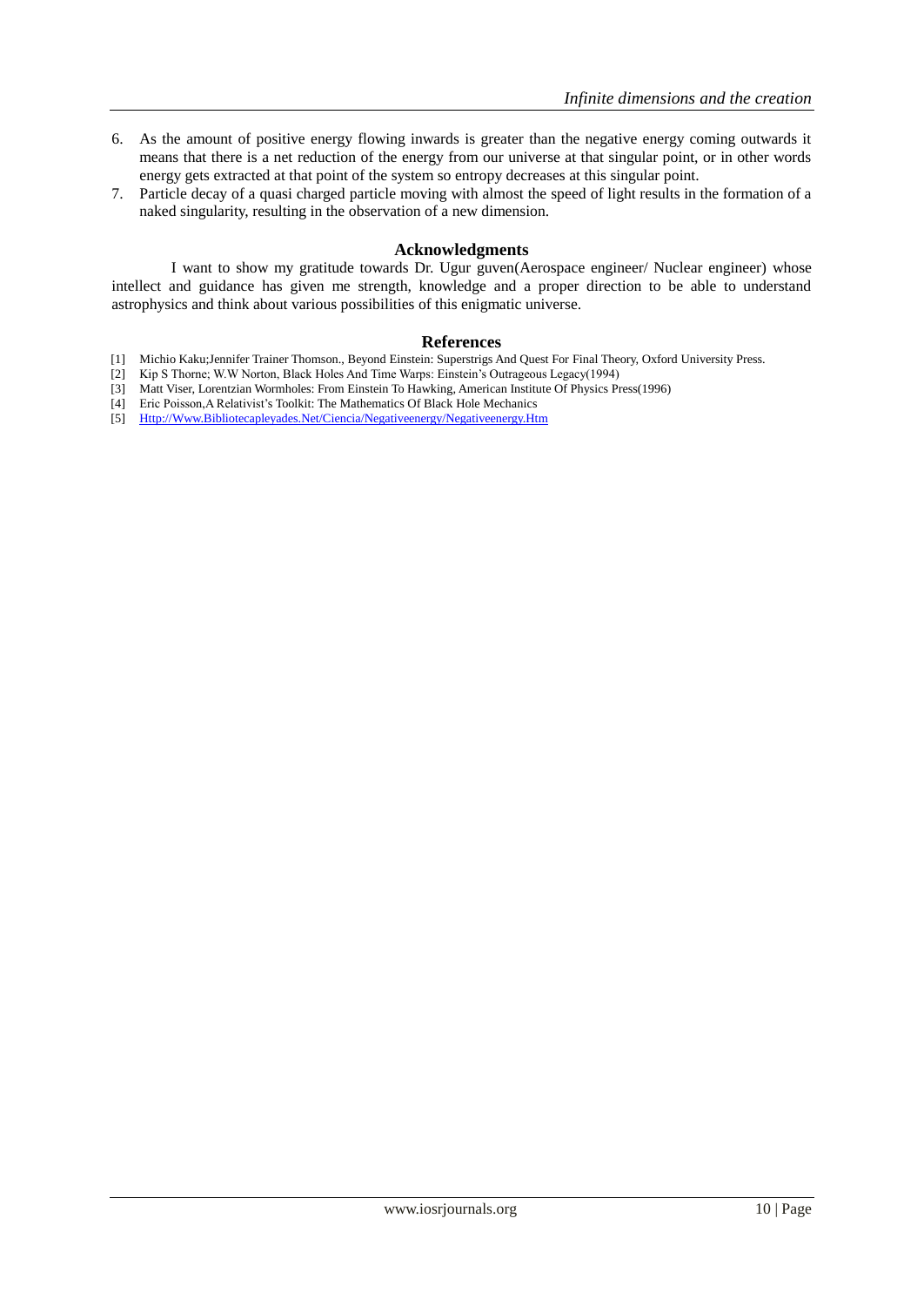6. As the amount of positive energy flowing inwards is greater than the negative energy coming outwards it means that there is a net reduction of the energy from our universe at that singular point, or in other words energy gets extracted at that point of the system so entropy decreases at this singular point.
7. Particle decay of a quasi charged particle moving with almost the speed of light results in the formation of a naked singularity, resulting in the observation of a new dimension.

## Acknowledgments

I want to show my gratitude towards Dr. Ugur guven(Aerospace engineer/ Nuclear engineer) whose intellect and guidance has given me strength, knowledge and a proper direction to be able to understand astrophysics and think about various possibilities of this enigmatic universe.

## References

[1] Michio Kaku;Jennifer Trainer Thomson., Beyond Einstein: Superstrigs And Quest For Final Theory, Oxford University Press.
[2] Kip S Thorne; W.W Norton, Black Holes And Time Warps: Einstein's Outrageous Legacy(1994)
[3] Matt Viser, Lorentzian Wormholes: From Einstein To Hawking, American Institute Of Physics Press(1996)
[4] Eric Poisson,A Relativist's Toolkit: The Mathematics Of Black Hole Mechanics
[5] Http://Www.Bibliotecapleyades.Net/Ciencia/Negativeenergy/Negativeenergy.Htm